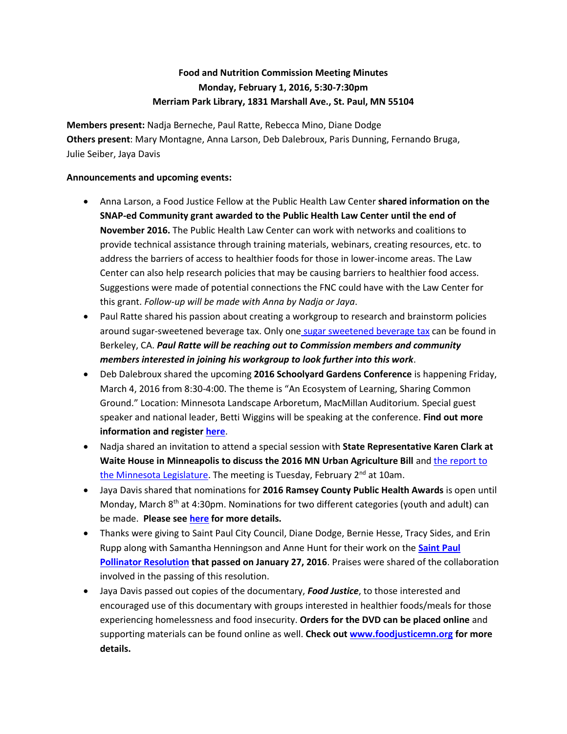**Food and Nutrition Commission Meeting Minutes**
**Monday, February 1, 2016, 5:30-7:30pm**
**Merriam Park Library, 1831 Marshall Ave., St. Paul, MN 55104**

**Members present:** Nadja Berneche, Paul Ratte, Rebecca Mino, Diane Dodge
**Others present**: Mary Montagne, Anna Larson, Deb Dalebroux, Paris Dunning, Fernando Bruga, Julie Seiber, Jaya Davis

**Announcements and upcoming events:**

- Anna Larson, a Food Justice Fellow at the Public Health Law Center **shared information on the SNAP-ed Community grant awarded to the Public Health Law Center until the end of November 2016.** The Public Health Law Center can work with networks and coalitions to provide technical assistance through training materials, webinars, creating resources, etc. to address the barriers of access to healthier foods for those in lower-income areas. The Law Center can also help research policies that may be causing barriers to healthier food access. Suggestions were made of potential connections the FNC could have with the Law Center for this grant. *Follow-up will be made with Anna by Nadja or Jaya*.
- Paul Ratte shared his passion about creating a workgroup to research and brainstorm policies around sugar-sweetened beverage tax. Only one sugar sweetened beverage tax can be found in Berkeley, CA. ***Paul Ratte will be reaching out to Commission members and community members interested in joining his workgroup to look further into this work***.
- Deb Dalebroux shared the upcoming **2016 Schoolyard Gardens Conference** is happening Friday, March 4, 2016 from 8:30-4:00. The theme is "An Ecosystem of Learning, Sharing Common Ground." Location: Minnesota Landscape Arboretum, MacMillan Auditorium. Special guest speaker and national leader, Betti Wiggins will be speaking at the conference. **Find out more information and register here**.
- Nadja shared an invitation to attend a special session with **State Representative Karen Clark at Waite House in Minneapolis to discuss the 2016 MN Urban Agriculture Bill** and the report to the Minnesota Legislature. The meeting is Tuesday, February 2nd at 10am.
- Jaya Davis shared that nominations for **2016 Ramsey County Public Health Awards** is open until Monday, March 8th at 4:30pm. Nominations for two different categories (youth and adult) can be made. **Please see here for more details.**
- Thanks were giving to Saint Paul City Council, Diane Dodge, Bernie Hesse, Tracy Sides, and Erin Rupp along with Samantha Henningson and Anne Hunt for their work on the **Saint Paul Pollinator Resolution that passed on January 27, 2016**. Praises were shared of the collaboration involved in the passing of this resolution.
- Jaya Davis passed out copies of the documentary, ***Food Justice***, to those interested and encouraged use of this documentary with groups interested in healthier foods/meals for those experiencing homelessness and food insecurity. **Orders for the DVD can be placed online** and supporting materials can be found online as well. **Check out www.foodjusticemn.org for more details.**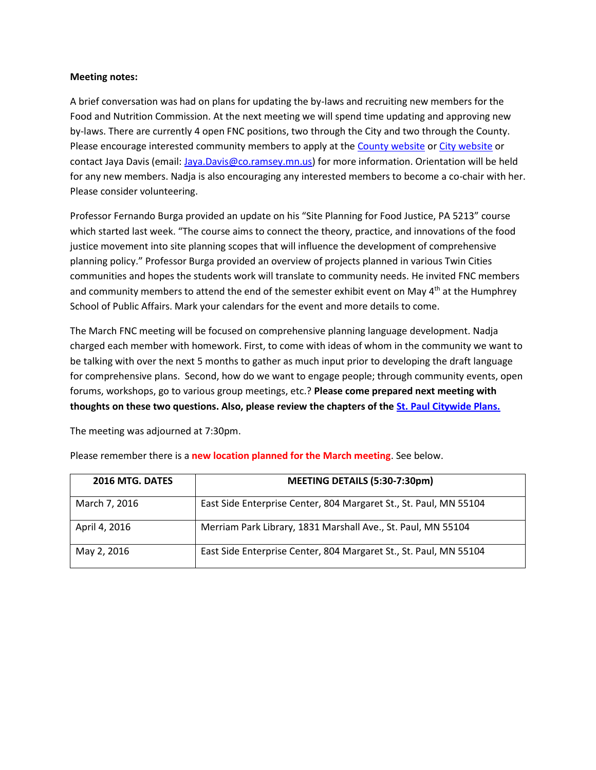**Meeting notes:**

A brief conversation was had on plans for updating the by-laws and recruiting new members for the Food and Nutrition Commission. At the next meeting we will spend time updating and approving new by-laws. There are currently 4 open FNC positions, two through the City and two through the County. Please encourage interested community members to apply at the County website or City website or contact Jaya Davis (email: Jaya.Davis@co.ramsey.mn.us) for more information. Orientation will be held for any new members. Nadja is also encouraging any interested members to become a co-chair with her. Please consider volunteering.

Professor Fernando Burga provided an update on his "Site Planning for Food Justice, PA 5213" course which started last week. "The course aims to connect the theory, practice, and innovations of the food justice movement into site planning scopes that will influence the development of comprehensive planning policy." Professor Burga provided an overview of projects planned in various Twin Cities communities and hopes the students work will translate to community needs. He invited FNC members and community members to attend the end of the semester exhibit event on May 4th at the Humphrey School of Public Affairs. Mark your calendars for the event and more details to come.

The March FNC meeting will be focused on comprehensive planning language development. Nadja charged each member with homework. First, to come with ideas of whom in the community we want to be talking with over the next 5 months to gather as much input prior to developing the draft language for comprehensive plans. Second, how do we want to engage people; through community events, open forums, workshops, go to various group meetings, etc.? **Please come prepared next meeting with thoughts on these two questions. Also, please review the chapters of the St. Paul Citywide Plans.**

The meeting was adjourned at 7:30pm.

Please remember there is a **new location planned for the March meeting**. See below.

| 2016 MTG. DATES | MEETING DETAILS (5:30-7:30pm) |
|---|---|
| March 7, 2016 | East Side Enterprise Center, 804 Margaret St., St. Paul, MN 55104 |
| April 4, 2016 | Merriam Park Library, 1831 Marshall Ave., St. Paul, MN 55104 |
| May 2, 2016 | East Side Enterprise Center, 804 Margaret St., St. Paul, MN 55104 |